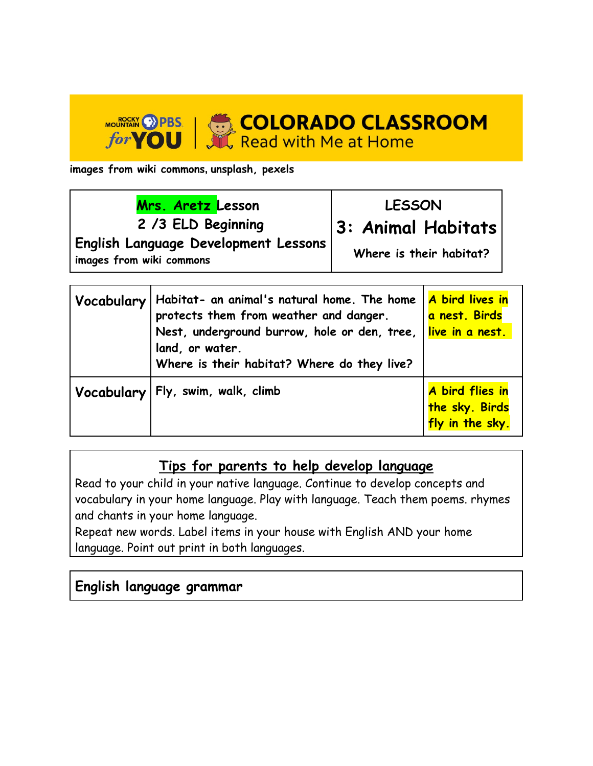# COLORADO CLASSROOM
Read with Me at Home

images from wiki commons, unsplash, pexels

| Mrs. Aretz Lesson<br>2 /3 ELD Beginning<br>English Language Development Lessons<br>images from wiki commons | LESSON<br>**3: Animal Habitats**<br>Where is their habitat? |
|---|---|

| | | |
|---|---|---|
| **Vocabulary** | Habitat- an animal's natural home. The home protects them from weather and danger.<br>Nest, underground burrow, hole or den, tree, land, or water.<br>Where is their habitat? Where do they live? | A bird lives in a nest. Birds live in a nest. |
| **Vocabulary** | Fly, swim, walk, climb | A bird flies in the sky. Birds fly in the sky. |

## Tips for parents to help develop language

Read to your child in your native language. Continue to develop concepts and vocabulary in your home language. Play with language. Teach them poems. rhymes and chants in your home language.
Repeat new words. Label items in your house with English AND your home language. Point out print in both languages.

## English language grammar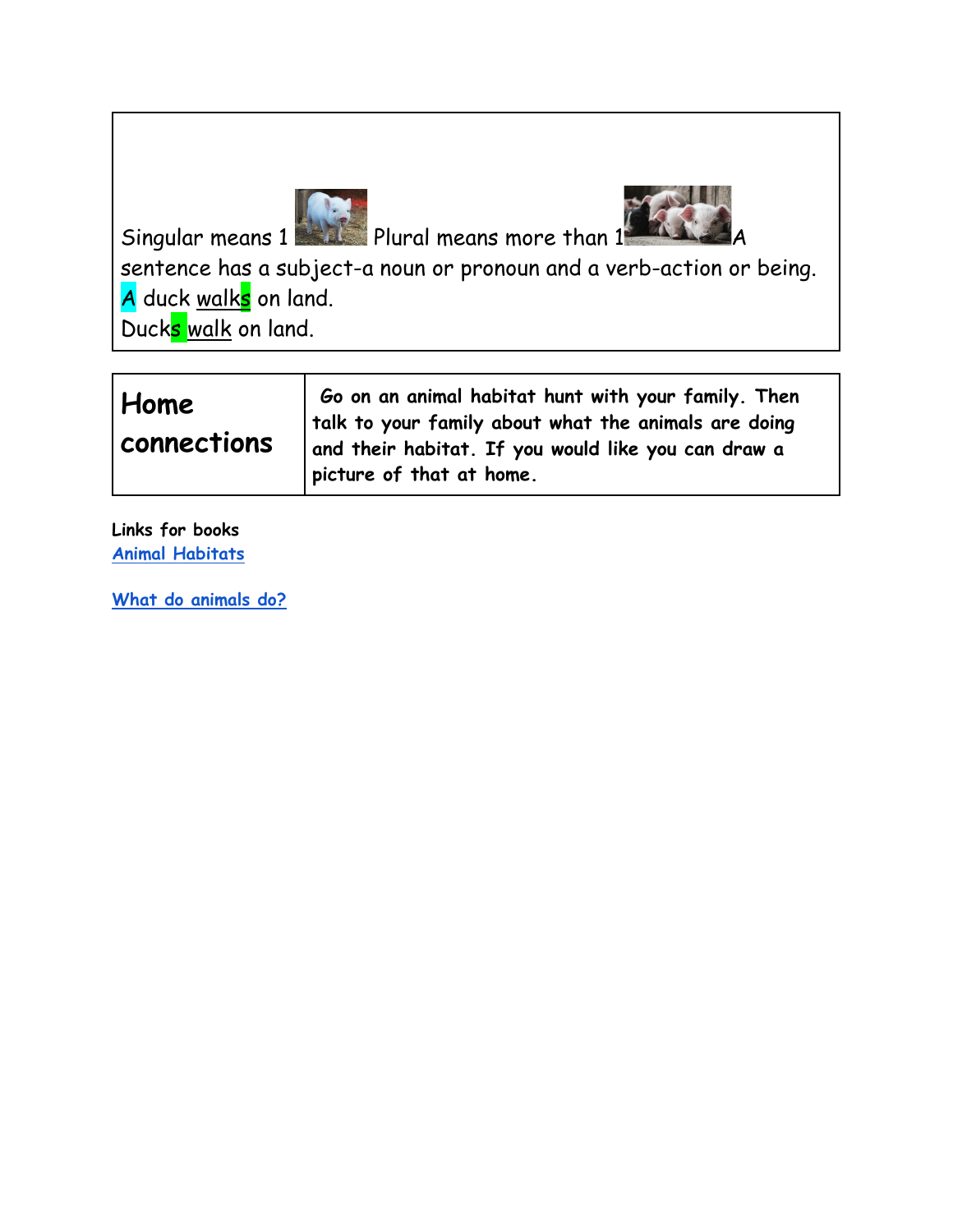Singular means 1 Plural means more than 1 A sentence has a subject-a noun or pronoun and a verb-action or being.
A duck walks on land.
Ducks walk on land.

| Home connections | Go on an animal habitat hunt with your family. Then talk to your family about what the animals are doing and their habitat. If you would like you can draw a picture of that at home. |
|---|---|

**Links for books**
Animal Habitats

What do animals do?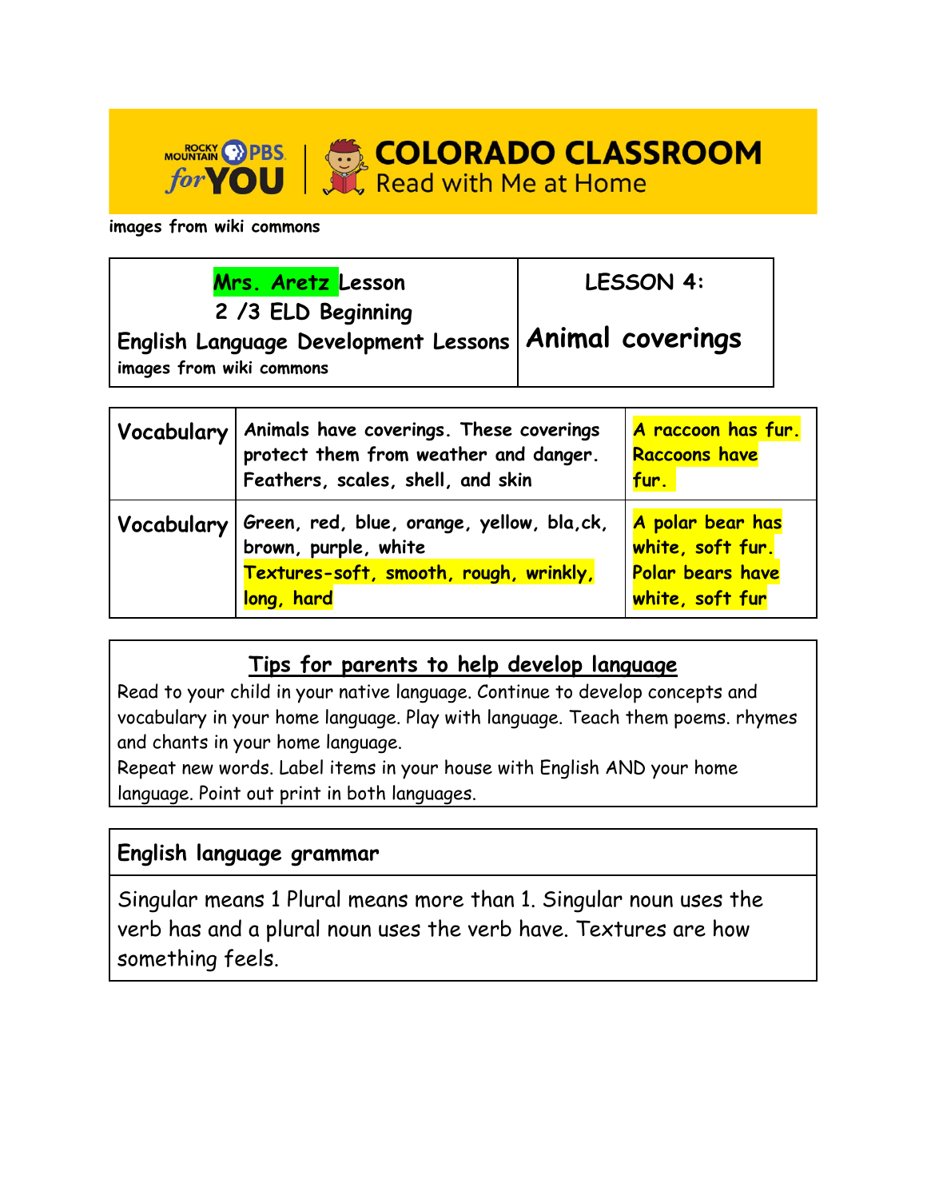images from wiki commons

| Mrs. Aretz Lesson<br>2 /3 ELD Beginning<br>English Language Development Lessons<br>images from wiki commons | LESSON 4:<br>**Animal coverings** |
|---|---|

| | | |
|---|---|---|
| **Vocabulary** | Animals have coverings. These coverings protect them from weather and danger. Feathers, scales, shell, and skin | A raccoon has fur. Raccoons have fur. |
| **Vocabulary** | Green, red, blue, orange, yellow, bla,ck, brown, purple, white<br>Textures-soft, smooth, rough, wrinkly, long, hard | A polar bear has white, soft fur. Polar bears have white, soft fur |

## Tips for parents to help develop language

Read to your child in your native language. Continue to develop concepts and vocabulary in your home language. Play with language. Teach them poems. rhymes and chants in your home language.
Repeat new words. Label items in your house with English AND your home language. Point out print in both languages.

## English language grammar

Singular means 1 Plural means more than 1. Singular noun uses the verb has and a plural noun uses the verb have. Textures are how something feels.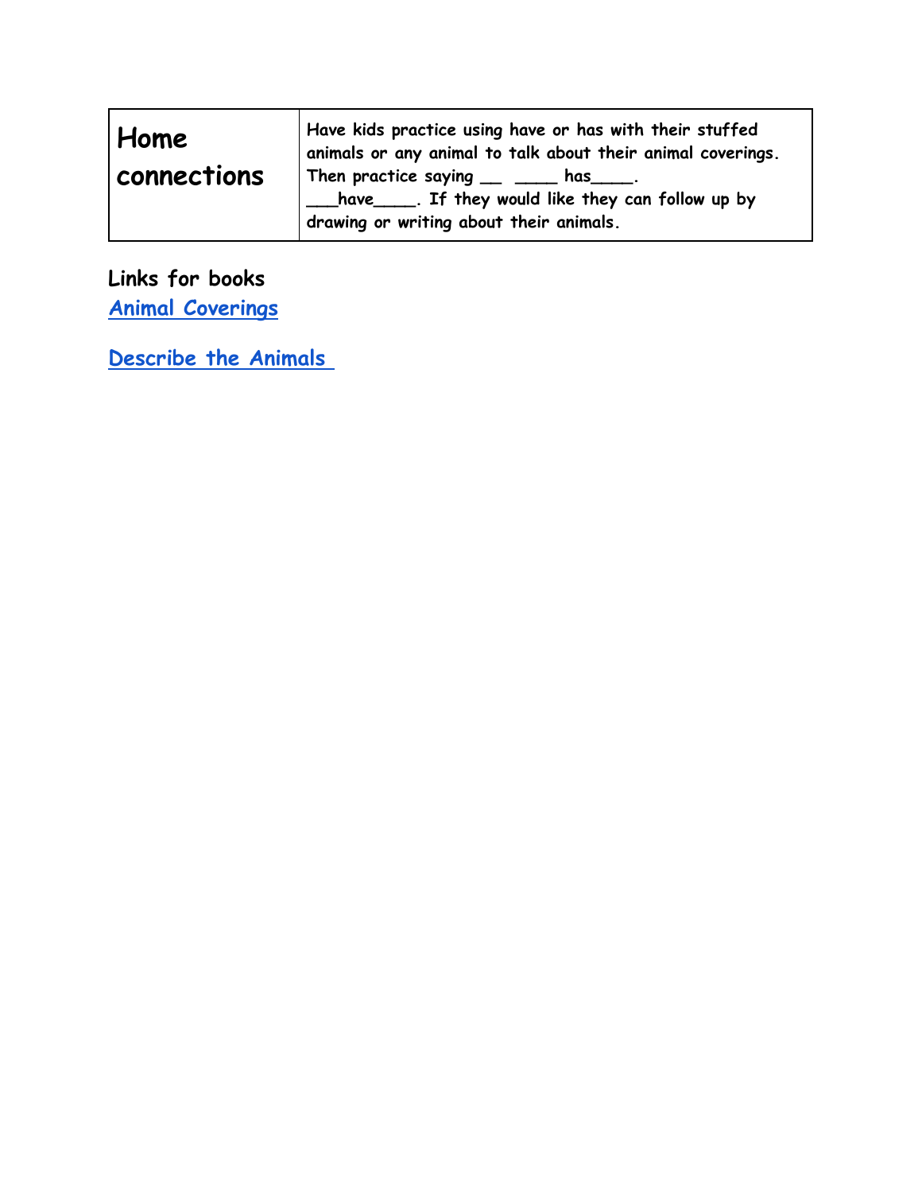| | |
|---|---|
| **Home connections** | Have kids practice using have or has with their stuffed animals or any animal to talk about their animal coverings. Then practice saying __ ____ has____. ___have____. If they would like they can follow up by drawing or writing about their animals. |

**Links for books**

Animal Coverings

Describe the Animals